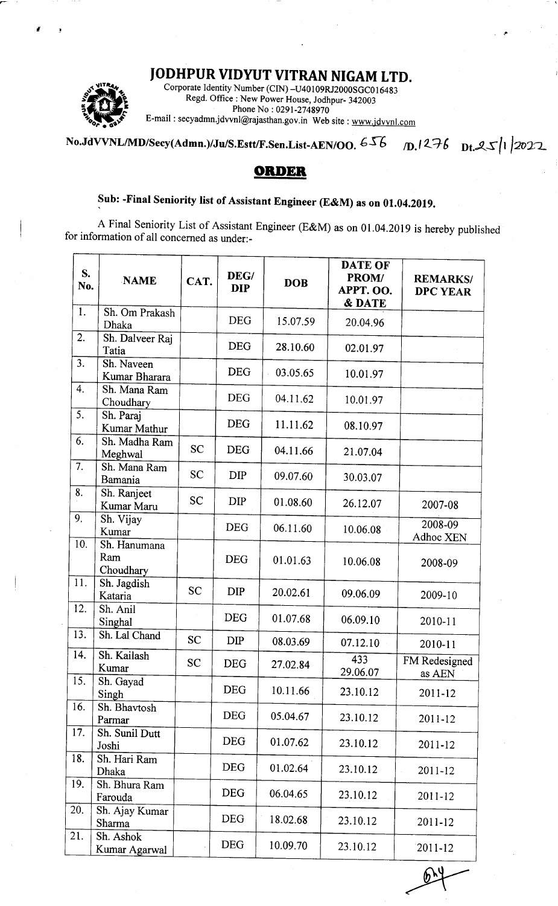# JODHPUR VIDYUT VITRAN NIGAM LTD.

Corporate Identity Number (CIN) –U40109RJ2000SGC016483
Regd. Office : New Power House, Jodhpur- 342003
Phone No : 0291-2748970
E-mail : secyadmn.jdvvnl@rajasthan.gov.in Web site : www.jdvvnl.com

No.JdVVNL/MD/Secy(Admn.)/Ju/S.Estt/F.Sen.List-AEN/OO. 656 /D.1276 Dt.25/1/2022

## ORDER

**Sub: -Final Seniority list of Assistant Engineer (E&M) as on 01.04.2019.**

A Final Seniority List of Assistant Engineer (E&M) as on 01.04.2019 is hereby published for information of all concerned as under:-

| S. No. | NAME | CAT. | DEG/ DIP | DOB | DATE OF PROM/ APPT. OO. & DATE | REMARKS/ DPC YEAR |
|---|---|---|---|---|---|---|
| 1. | Sh. Om Prakash Dhaka | | DEG | 15.07.59 | 20.04.96 | |
| 2. | Sh. Dalveer Raj Tatia | | DEG | 28.10.60 | 02.01.97 | |
| 3. | Sh. Naveen Kumar Bharara | | DEG | 03.05.65 | 10.01.97 | |
| 4. | Sh. Mana Ram Choudhary | | DEG | 04.11.62 | 10.01.97 | |
| 5. | Sh. Paraj Kumar Mathur | | DEG | 11.11.62 | 08.10.97 | |
| 6. | Sh. Madha Ram Meghwal | SC | DEG | 04.11.66 | 21.07.04 | |
| 7. | Sh. Mana Ram Bamania | SC | DIP | 09.07.60 | 30.03.07 | |
| 8. | Sh. Ranjeet Kumar Maru | SC | DIP | 01.08.60 | 26.12.07 | 2007-08 |
| 9. | Sh. Vijay Kumar | | DEG | 06.11.60 | 10.06.08 | 2008-09 Adhoc XEN |
| 10. | Sh. Hanumana Ram Choudhary | | DEG | 01.01.63 | 10.06.08 | 2008-09 |
| 11. | Sh. Jagdish Kataria | SC | DIP | 20.02.61 | 09.06.09 | 2009-10 |
| 12. | Sh. Anil Singhal | | DEG | 01.07.68 | 06.09.10 | 2010-11 |
| 13. | Sh. Lal Chand | SC | DIP | 08.03.69 | 07.12.10 | 2010-11 |
| 14. | Sh. Kailash Kumar | SC | DEG | 27.02.84 | 433 29.06.07 | FM Redesigned as AEN |
| 15. | Sh. Gayad Singh | | DEG | 10.11.66 | 23.10.12 | 2011-12 |
| 16. | Sh. Bhavtosh Parmar | | DEG | 05.04.67 | 23.10.12 | 2011-12 |
| 17. | Sh. Sunil Dutt Joshi | | DEG | 01.07.62 | 23.10.12 | 2011-12 |
| 18. | Sh. Hari Ram Dhaka | | DEG | 01.02.64 | 23.10.12 | 2011-12 |
| 19. | Sh. Bhura Ram Farouda | | DEG | 06.04.65 | 23.10.12 | 2011-12 |
| 20. | Sh. Ajay Kumar Sharma | | DEG | 18.02.68 | 23.10.12 | 2011-12 |
| 21. | Sh. Ashok Kumar Agarwal | | DEG | 10.09.70 | 23.10.12 | 2011-12 |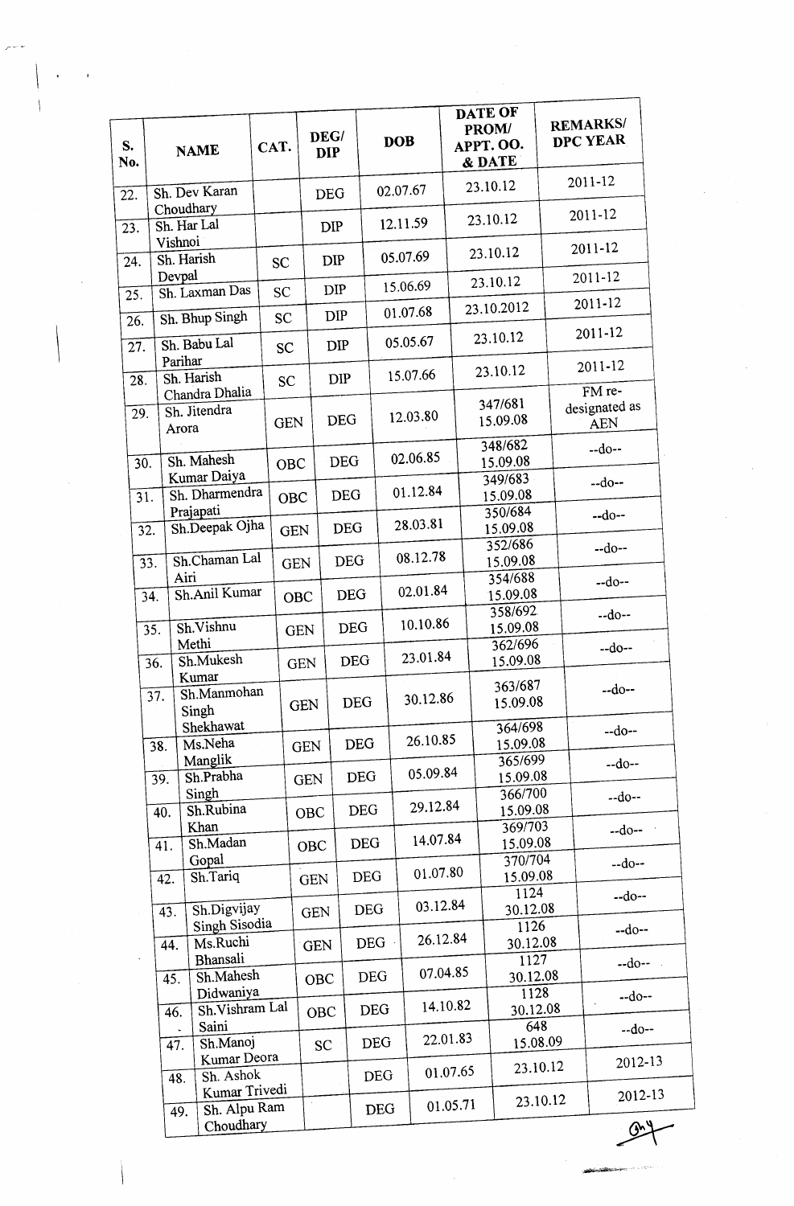| S. No. | NAME | CAT. | DEG/ DIP | DOB | DATE OF PROM/ APPT. OO. & DATE | REMARKS/ DPC YEAR |
|---|---|---|---|---|---|---|
| 22. | Sh. Dev Karan Choudhary | | DEG | 02.07.67 | 23.10.12 | 2011-12 |
| 23. | Sh. Har Lal Vishnoi | | DIP | 12.11.59 | 23.10.12 | 2011-12 |
| 24. | Sh. Harish Devpal | SC | DIP | 05.07.69 | 23.10.12 | 2011-12 |
| 25. | Sh. Laxman Das | SC | DIP | 15.06.69 | 23.10.12 | 2011-12 |
| 26. | Sh. Bhup Singh | SC | DIP | 01.07.68 | 23.10.2012 | 2011-12 |
| 27. | Sh. Babu Lal Parihar | SC | DIP | 05.05.67 | 23.10.12 | 2011-12 |
| 28. | Sh. Harish Chandra Dhalia | SC | DIP | 15.07.66 | 23.10.12 | 2011-12 |
| 29. | Sh. Jitendra Arora | GEN | DEG | 12.03.80 | 347/681 15.09.08 | FM re-designated as AEN |
| 30. | Sh. Mahesh Kumar Daiya | OBC | DEG | 02.06.85 | 348/682 15.09.08 | --do-- |
| 31. | Sh. Dharmendra Prajapati | OBC | DEG | 01.12.84 | 349/683 15.09.08 | --do-- |
| 32. | Sh.Deepak Ojha | GEN | DEG | 28.03.81 | 350/684 15.09.08 | --do-- |
| 33. | Sh.Chaman Lal Airi | GEN | DEG | 08.12.78 | 352/686 15.09.08 | --do-- |
| 34. | Sh.Anil Kumar | OBC | DEG | 02.01.84 | 354/688 15.09.08 | --do-- |
| 35. | Sh.Vishnu Methi | GEN | DEG | 10.10.86 | 358/692 15.09.08 | --do-- |
| 36. | Sh.Mukesh Kumar | GEN | DEG | 23.01.84 | 362/696 15.09.08 | --do-- |
| 37. | Sh.Manmohan Singh Shekhawat | GEN | DEG | 30.12.86 | 363/687 15.09.08 | --do-- |
| 38. | Ms.Neha Manglik | GEN | DEG | 26.10.85 | 364/698 15.09.08 | --do-- |
| 39. | Sh.Prabha Singh | GEN | DEG | 05.09.84 | 365/699 15.09.08 | --do-- |
| 40. | Sh.Rubina Khan | OBC | DEG | 29.12.84 | 366/700 15.09.08 | --do-- |
| 41. | Sh.Madan Gopal | OBC | DEG | 14.07.84 | 369/703 15.09.08 | --do-- |
| 42. | Sh.Tariq | GEN | DEG | 01.07.80 | 370/704 15.09.08 | --do-- |
| 43. | Sh.Digvijay Singh Sisodia | GEN | DEG | 03.12.84 | 1124 30.12.08 | --do-- |
| 44. | Ms.Ruchi Bhansali | GEN | DEG | 26.12.84 | 1126 30.12.08 | --do-- |
| 45. | Sh.Mahesh Didwaniya | OBC | DEG | 07.04.85 | 1127 30.12.08 | --do-- |
| 46. | Sh.Vishram Lal Saini | OBC | DEG | 14.10.82 | 1128 30.12.08 | --do-- |
| 47. | Sh.Manoj Kumar Deora | SC | DEG | 22.01.83 | 648 15.08.09 | --do-- |
| 48. | Sh. Ashok Kumar Trivedi | | DEG | 01.07.65 | 23.10.12 | 2012-13 |
| 49. | Sh. Alpu Ram Choudhary | | DEG | 01.05.71 | 23.10.12 | 2012-13 |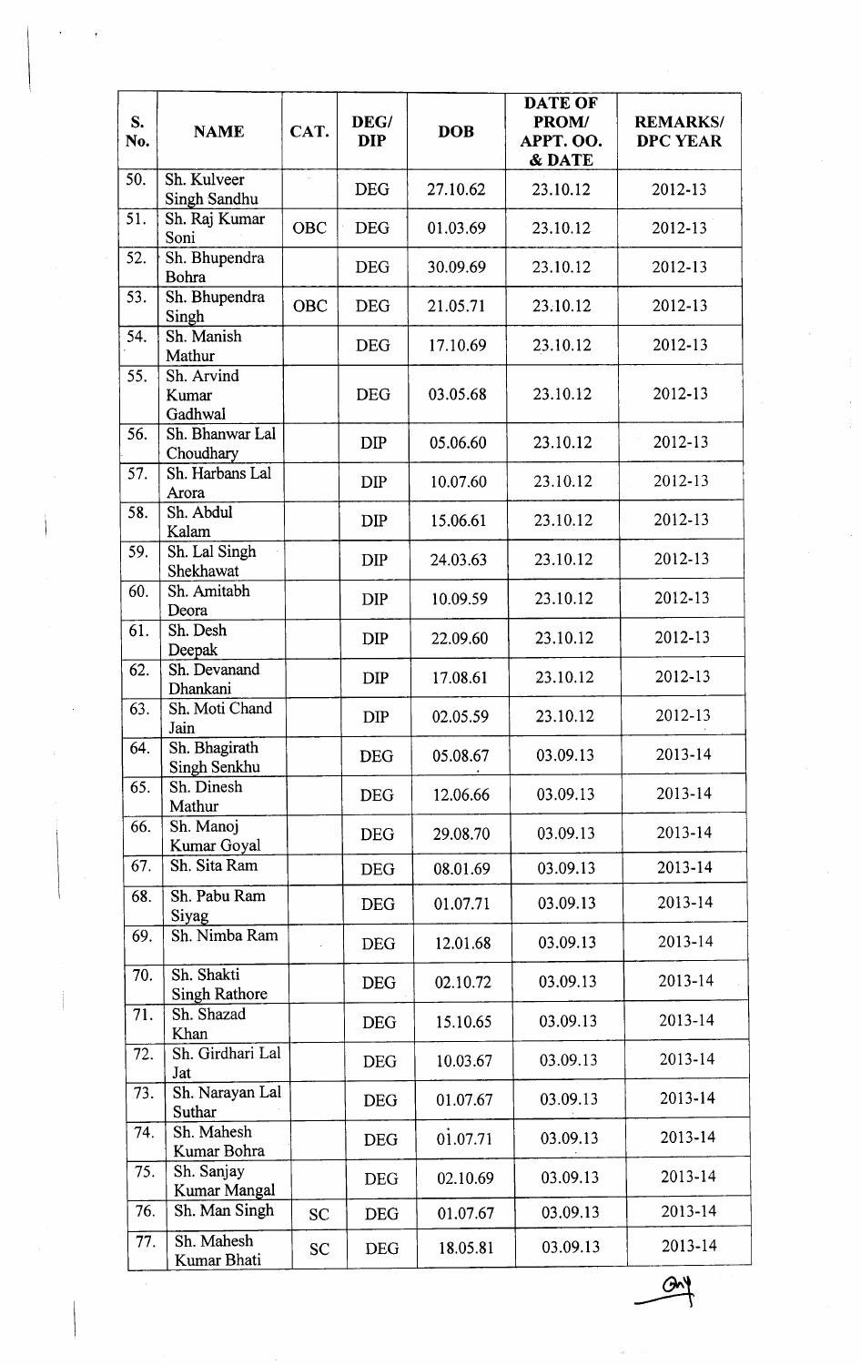| S. No. | NAME | CAT. | DEG/ DIP | DOB | DATE OF PROM/ APPT. OO. & DATE | REMARKS/ DPC YEAR |
|---|---|---|---|---|---|---|
| 50. | Sh. Kulveer Singh Sandhu | | DEG | 27.10.62 | 23.10.12 | 2012-13 |
| 51. | Sh. Raj Kumar Soni | OBC | DEG | 01.03.69 | 23.10.12 | 2012-13 |
| 52. | Sh. Bhupendra Bohra | | DEG | 30.09.69 | 23.10.12 | 2012-13 |
| 53. | Sh. Bhupendra Singh | OBC | DEG | 21.05.71 | 23.10.12 | 2012-13 |
| 54. | Sh. Manish Mathur | | DEG | 17.10.69 | 23.10.12 | 2012-13 |
| 55. | Sh. Arvind Kumar Gadhwal | | DEG | 03.05.68 | 23.10.12 | 2012-13 |
| 56. | Sh. Bhanwar Lal Choudhary | | DIP | 05.06.60 | 23.10.12 | 2012-13 |
| 57. | Sh. Harbans Lal Arora | | DIP | 10.07.60 | 23.10.12 | 2012-13 |
| 58. | Sh. Abdul Kalam | | DIP | 15.06.61 | 23.10.12 | 2012-13 |
| 59. | Sh. Lal Singh Shekhawat | | DIP | 24.03.63 | 23.10.12 | 2012-13 |
| 60. | Sh. Amitabh Deora | | DIP | 10.09.59 | 23.10.12 | 2012-13 |
| 61. | Sh. Desh Deepak | | DIP | 22.09.60 | 23.10.12 | 2012-13 |
| 62. | Sh. Devanand Dhankani | | DIP | 17.08.61 | 23.10.12 | 2012-13 |
| 63. | Sh. Moti Chand Jain | | DIP | 02.05.59 | 23.10.12 | 2012-13 |
| 64. | Sh. Bhagirath Singh Senkhu | | DEG | 05.08.67 | 03.09.13 | 2013-14 |
| 65. | Sh. Dinesh Mathur | | DEG | 12.06.66 | 03.09.13 | 2013-14 |
| 66. | Sh. Manoj Kumar Goyal | | DEG | 29.08.70 | 03.09.13 | 2013-14 |
| 67. | Sh. Sita Ram | | DEG | 08.01.69 | 03.09.13 | 2013-14 |
| 68. | Sh. Pabu Ram Siyag | | DEG | 01.07.71 | 03.09.13 | 2013-14 |
| 69. | Sh. Nimba Ram | | DEG | 12.01.68 | 03.09.13 | 2013-14 |
| 70. | Sh. Shakti Singh Rathore | | DEG | 02.10.72 | 03.09.13 | 2013-14 |
| 71. | Sh. Shazad Khan | | DEG | 15.10.65 | 03.09.13 | 2013-14 |
| 72. | Sh. Girdhari Lal Jat | | DEG | 10.03.67 | 03.09.13 | 2013-14 |
| 73. | Sh. Narayan Lal Suthar | | DEG | 01.07.67 | 03.09.13 | 2013-14 |
| 74. | Sh. Mahesh Kumar Bohra | | DEG | 01.07.71 | 03.09.13 | 2013-14 |
| 75. | Sh. Sanjay Kumar Mangal | | DEG | 02.10.69 | 03.09.13 | 2013-14 |
| 76. | Sh. Man Singh | SC | DEG | 01.07.67 | 03.09.13 | 2013-14 |
| 77. | Sh. Mahesh Kumar Bhati | SC | DEG | 18.05.81 | 03.09.13 | 2013-14 |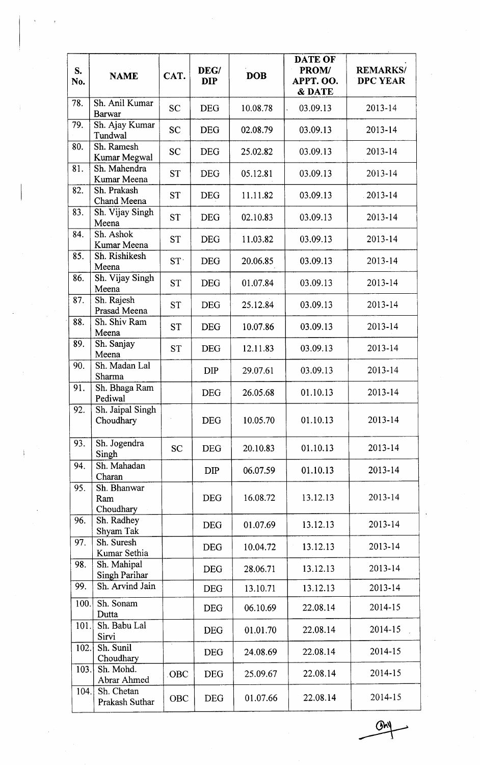| S. No. | NAME | CAT. | DEG/ DIP | DOB | DATE OF PROM/ APPT. OO. & DATE | REMARKS/ DPC YEAR |
|---|---|---|---|---|---|---|
| 78. | Sh. Anil Kumar Barwar | SC | DEG | 10.08.78 | 03.09.13 | 2013-14 |
| 79. | Sh. Ajay Kumar Tundwal | SC | DEG | 02.08.79 | 03.09.13 | 2013-14 |
| 80. | Sh. Ramesh Kumar Megwal | SC | DEG | 25.02.82 | 03.09.13 | 2013-14 |
| 81. | Sh. Mahendra Kumar Meena | ST | DEG | 05.12.81 | 03.09.13 | 2013-14 |
| 82. | Sh. Prakash Chand Meena | ST | DEG | 11.11.82 | 03.09.13 | 2013-14 |
| 83. | Sh. Vijay Singh Meena | ST | DEG | 02.10.83 | 03.09.13 | 2013-14 |
| 84. | Sh. Ashok Kumar Meena | ST | DEG | 11.03.82 | 03.09.13 | 2013-14 |
| 85. | Sh. Rishikesh Meena | ST | DEG | 20.06.85 | 03.09.13 | 2013-14 |
| 86. | Sh. Vijay Singh Meena | ST | DEG | 01.07.84 | 03.09.13 | 2013-14 |
| 87. | Sh. Rajesh Prasad Meena | ST | DEG | 25.12.84 | 03.09.13 | 2013-14 |
| 88. | Sh. Shiv Ram Meena | ST | DEG | 10.07.86 | 03.09.13 | 2013-14 |
| 89. | Sh. Sanjay Meena | ST | DEG | 12.11.83 | 03.09.13 | 2013-14 |
| 90. | Sh. Madan Lal Sharma | | DIP | 29.07.61 | 03.09.13 | 2013-14 |
| 91. | Sh. Bhaga Ram Pediwal | | DEG | 26.05.68 | 01.10.13 | 2013-14 |
| 92. | Sh. Jaipal Singh Choudhary | | DEG | 10.05.70 | 01.10.13 | 2013-14 |
| 93. | Sh. Jogendra Singh | SC | DEG | 20.10.83 | 01.10.13 | 2013-14 |
| 94. | Sh. Mahadan Charan | | DIP | 06.07.59 | 01.10.13 | 2013-14 |
| 95. | Sh. Bhanwar Ram Choudhary | | DEG | 16.08.72 | 13.12.13 | 2013-14 |
| 96. | Sh. Radhey Shyam Tak | | DEG | 01.07.69 | 13.12.13 | 2013-14 |
| 97. | Sh. Suresh Kumar Sethia | | DEG | 10.04.72 | 13.12.13 | 2013-14 |
| 98. | Sh. Mahipal Singh Parihar | | DEG | 28.06.71 | 13.12.13 | 2013-14 |
| 99. | Sh. Arvind Jain | | DEG | 13.10.71 | 13.12.13 | 2013-14 |
| 100. | Sh. Sonam Dutta | | DEG | 06.10.69 | 22.08.14 | 2014-15 |
| 101. | Sh. Babu Lal Sirvi | | DEG | 01.01.70 | 22.08.14 | 2014-15 |
| 102. | Sh. Sunil Choudhary | | DEG | 24.08.69 | 22.08.14 | 2014-15 |
| 103. | Sh. Mohd. Abrar Ahmed | OBC | DEG | 25.09.67 | 22.08.14 | 2014-15 |
| 104. | Sh. Chetan Prakash Suthar | OBC | DEG | 01.07.66 | 22.08.14 | 2014-15 |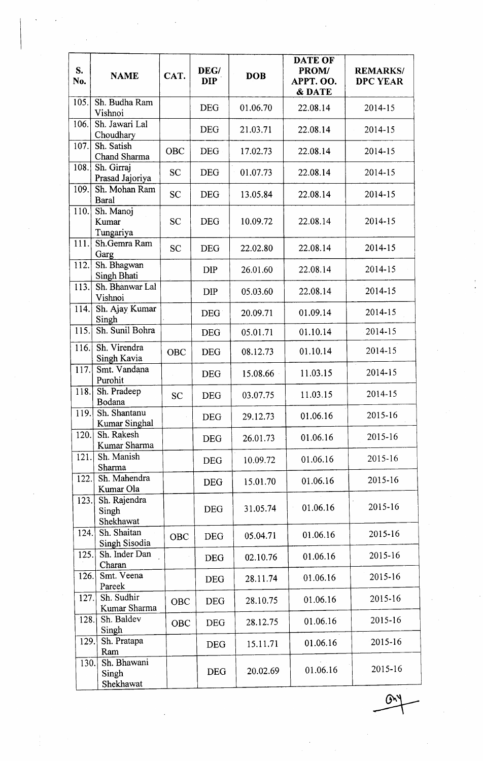| S. No. | NAME | CAT. | DEG/ DIP | DOB | DATE OF PROM/ APPT. OO. & DATE | REMARKS/ DPC YEAR |
|---|---|---|---|---|---|---|
| 105. | Sh. Budha Ram Vishnoi | | DEG | 01.06.70 | 22.08.14 | 2014-15 |
| 106. | Sh. Jawari Lal Choudhary | | DEG | 21.03.71 | 22.08.14 | 2014-15 |
| 107. | Sh. Satish Chand Sharma | OBC | DEG | 17.02.73 | 22.08.14 | 2014-15 |
| 108. | Sh. Girraj Prasad Jajoriya | SC | DEG | 01.07.73 | 22.08.14 | 2014-15 |
| 109. | Sh. Mohan Ram Baral | SC | DEG | 13.05.84 | 22.08.14 | 2014-15 |
| 110. | Sh. Manoj Kumar Tungariya | SC | DEG | 10.09.72 | 22.08.14 | 2014-15 |
| 111. | Sh.Gemra Ram Garg | SC | DEG | 22.02.80 | 22.08.14 | 2014-15 |
| 112. | Sh. Bhagwan Singh Bhati | | DIP | 26.01.60 | 22.08.14 | 2014-15 |
| 113. | Sh. Bhanwar Lal Vishnoi | | DIP | 05.03.60 | 22.08.14 | 2014-15 |
| 114. | Sh. Ajay Kumar Singh | | DEG | 20.09.71 | 01.09.14 | 2014-15 |
| 115. | Sh. Sunil Bohra | | DEG | 05.01.71 | 01.10.14 | 2014-15 |
| 116. | Sh. Virendra Singh Kavia | OBC | DEG | 08.12.73 | 01.10.14 | 2014-15 |
| 117. | Smt. Vandana Purohit | | DEG | 15.08.66 | 11.03.15 | 2014-15 |
| 118. | Sh. Pradeep Bodana | SC | DEG | 03.07.75 | 11.03.15 | 2014-15 |
| 119. | Sh. Shantanu Kumar Singhal | | DEG | 29.12.73 | 01.06.16 | 2015-16 |
| 120. | Sh. Rakesh Kumar Sharma | | DEG | 26.01.73 | 01.06.16 | 2015-16 |
| 121. | Sh. Manish Sharma | | DEG | 10.09.72 | 01.06.16 | 2015-16 |
| 122. | Sh. Mahendra Kumar Ola | | DEG | 15.01.70 | 01.06.16 | 2015-16 |
| 123. | Sh. Rajendra Singh Shekhawat | | DEG | 31.05.74 | 01.06.16 | 2015-16 |
| 124. | Sh. Shaitan Singh Sisodia | OBC | DEG | 05.04.71 | 01.06.16 | 2015-16 |
| 125. | Sh. Inder Dan Charan | | DEG | 02.10.76 | 01.06.16 | 2015-16 |
| 126. | Smt. Veena Pareek | | DEG | 28.11.74 | 01.06.16 | 2015-16 |
| 127. | Sh. Sudhir Kumar Sharma | OBC | DEG | 28.10.75 | 01.06.16 | 2015-16 |
| 128. | Sh. Baldev Singh | OBC | DEG | 28.12.75 | 01.06.16 | 2015-16 |
| 129. | Sh. Pratapa Ram | | DEG | 15.11.71 | 01.06.16 | 2015-16 |
| 130. | Sh. Bhawani Singh Shekhawat | | DEG | 20.02.69 | 01.06.16 | 2015-16 |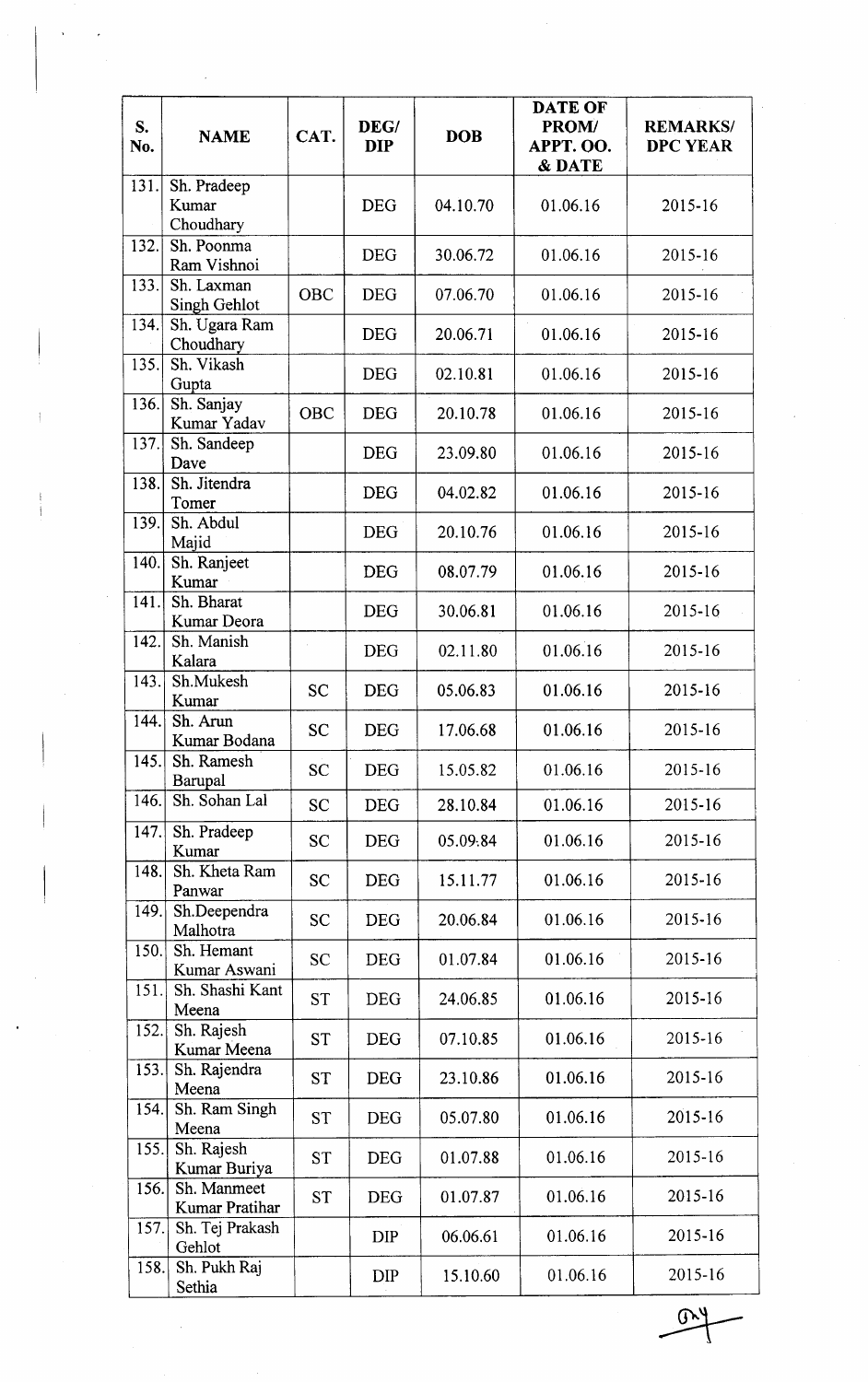| S. No. | NAME | CAT. | DEG/ DIP | DOB | DATE OF PROM/ APPT. OO. & DATE | REMARKS/ DPC YEAR |
|---|---|---|---|---|---|---|
| 131. | Sh. Pradeep Kumar Choudhary | | DEG | 04.10.70 | 01.06.16 | 2015-16 |
| 132. | Sh. Poonma Ram Vishnoi | | DEG | 30.06.72 | 01.06.16 | 2015-16 |
| 133. | Sh. Laxman Singh Gehlot | OBC | DEG | 07.06.70 | 01.06.16 | 2015-16 |
| 134. | Sh. Ugara Ram Choudhary | | DEG | 20.06.71 | 01.06.16 | 2015-16 |
| 135. | Sh. Vikash Gupta | | DEG | 02.10.81 | 01.06.16 | 2015-16 |
| 136. | Sh. Sanjay Kumar Yadav | OBC | DEG | 20.10.78 | 01.06.16 | 2015-16 |
| 137. | Sh. Sandeep Dave | | DEG | 23.09.80 | 01.06.16 | 2015-16 |
| 138. | Sh. Jitendra Tomer | | DEG | 04.02.82 | 01.06.16 | 2015-16 |
| 139. | Sh. Abdul Majid | | DEG | 20.10.76 | 01.06.16 | 2015-16 |
| 140. | Sh. Ranjeet Kumar | | DEG | 08.07.79 | 01.06.16 | 2015-16 |
| 141. | Sh. Bharat Kumar Deora | | DEG | 30.06.81 | 01.06.16 | 2015-16 |
| 142. | Sh. Manish Kalara | | DEG | 02.11.80 | 01.06.16 | 2015-16 |
| 143. | Sh.Mukesh Kumar | SC | DEG | 05.06.83 | 01.06.16 | 2015-16 |
| 144. | Sh. Arun Kumar Bodana | SC | DEG | 17.06.68 | 01.06.16 | 2015-16 |
| 145. | Sh. Ramesh Barupal | SC | DEG | 15.05.82 | 01.06.16 | 2015-16 |
| 146. | Sh. Sohan Lal | SC | DEG | 28.10.84 | 01.06.16 | 2015-16 |
| 147. | Sh. Pradeep Kumar | SC | DEG | 05.09.84 | 01.06.16 | 2015-16 |
| 148. | Sh. Kheta Ram Panwar | SC | DEG | 15.11.77 | 01.06.16 | 2015-16 |
| 149. | Sh.Deependra Malhotra | SC | DEG | 20.06.84 | 01.06.16 | 2015-16 |
| 150. | Sh. Hemant Kumar Aswani | SC | DEG | 01.07.84 | 01.06.16 | 2015-16 |
| 151. | Sh. Shashi Kant Meena | ST | DEG | 24.06.85 | 01.06.16 | 2015-16 |
| 152. | Sh. Rajesh Kumar Meena | ST | DEG | 07.10.85 | 01.06.16 | 2015-16 |
| 153. | Sh. Rajendra Meena | ST | DEG | 23.10.86 | 01.06.16 | 2015-16 |
| 154. | Sh. Ram Singh Meena | ST | DEG | 05.07.80 | 01.06.16 | 2015-16 |
| 155. | Sh. Rajesh Kumar Buriya | ST | DEG | 01.07.88 | 01.06.16 | 2015-16 |
| 156. | Sh. Manmeet Kumar Pratihar | ST | DEG | 01.07.87 | 01.06.16 | 2015-16 |
| 157. | Sh. Tej Prakash Gehlot | | DIP | 06.06.61 | 01.06.16 | 2015-16 |
| 158. | Sh. Pukh Raj Sethia | | DIP | 15.10.60 | 01.06.16 | 2015-16 |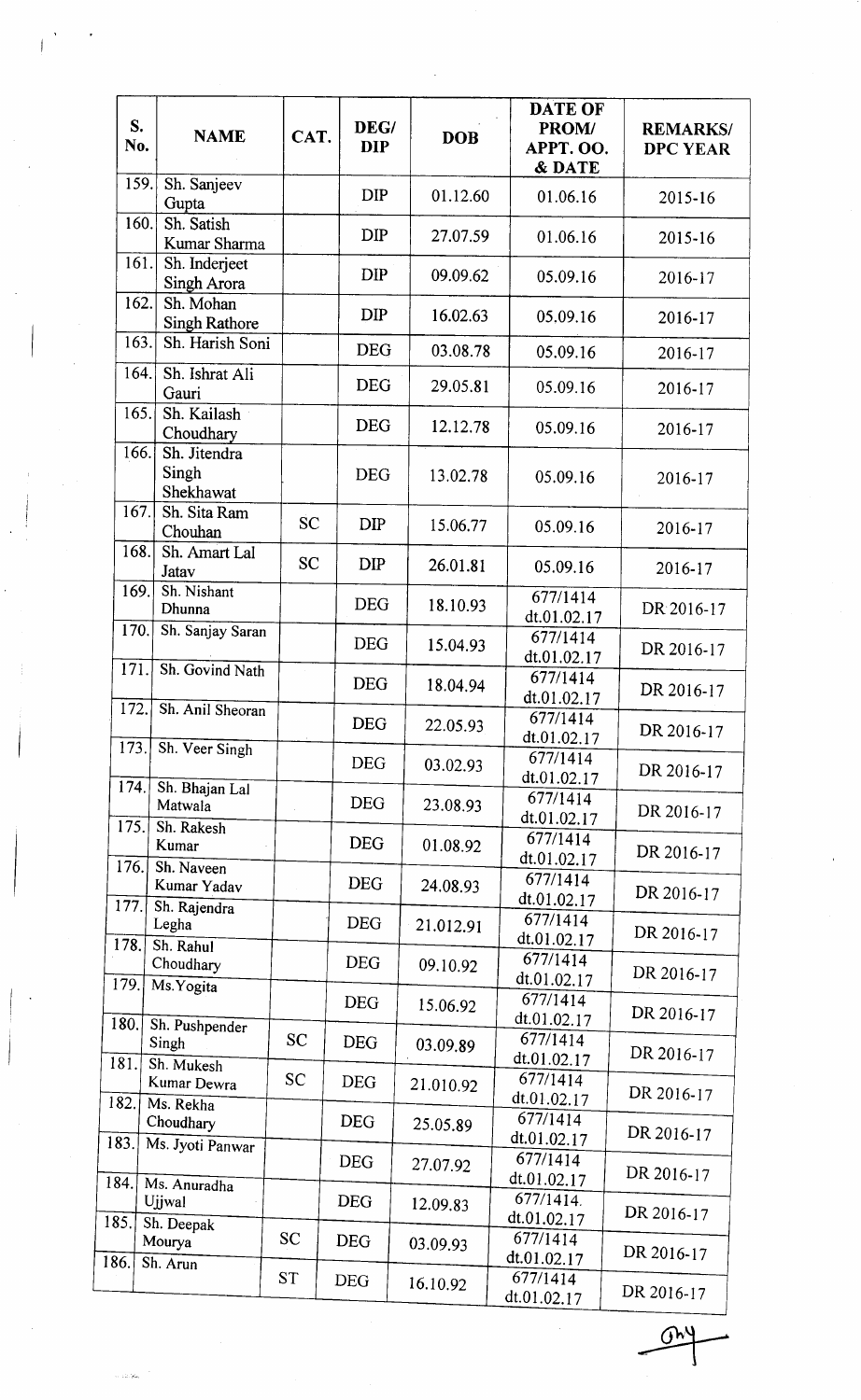| S. No. | NAME | CAT. | DEG/ DIP | DOB | DATE OF PROM/ APPT. OO. & DATE | REMARKS/ DPC YEAR |
|---|---|---|---|---|---|---|
| 159. | Sh. Sanjeev Gupta | | DIP | 01.12.60 | 01.06.16 | 2015-16 |
| 160. | Sh. Satish Kumar Sharma | | DIP | 27.07.59 | 01.06.16 | 2015-16 |
| 161. | Sh. Inderjeet Singh Arora | | DIP | 09.09.62 | 05.09.16 | 2016-17 |
| 162. | Sh. Mohan Singh Rathore | | DIP | 16.02.63 | 05.09.16 | 2016-17 |
| 163. | Sh. Harish Soni | | DEG | 03.08.78 | 05.09.16 | 2016-17 |
| 164. | Sh. Ishrat Ali Gauri | | DEG | 29.05.81 | 05.09.16 | 2016-17 |
| 165. | Sh. Kailash Choudhary | | DEG | 12.12.78 | 05.09.16 | 2016-17 |
| 166. | Sh. Jitendra Singh Shekhawat | | DEG | 13.02.78 | 05.09.16 | 2016-17 |
| 167. | Sh. Sita Ram Chouhan | SC | DIP | 15.06.77 | 05.09.16 | 2016-17 |
| 168. | Sh. Amart Lal Jatav | SC | DIP | 26.01.81 | 05.09.16 | 2016-17 |
| 169. | Sh. Nishant Dhunna | | DEG | 18.10.93 | 677/1414 dt.01.02.17 | DR 2016-17 |
| 170. | Sh. Sanjay Saran | | DEG | 15.04.93 | 677/1414 dt.01.02.17 | DR 2016-17 |
| 171. | Sh. Govind Nath | | DEG | 18.04.94 | 677/1414 dt.01.02.17 | DR 2016-17 |
| 172. | Sh. Anil Sheoran | | DEG | 22.05.93 | 677/1414 dt.01.02.17 | DR 2016-17 |
| 173. | Sh. Veer Singh | | DEG | 03.02.93 | 677/1414 dt.01.02.17 | DR 2016-17 |
| 174. | Sh. Bhajan Lal Matwala | | DEG | 23.08.93 | 677/1414 dt.01.02.17 | DR 2016-17 |
| 175. | Sh. Rakesh Kumar | | DEG | 01.08.92 | 677/1414 dt.01.02.17 | DR 2016-17 |
| 176. | Sh. Naveen Kumar Yadav | | DEG | 24.08.93 | 677/1414 dt.01.02.17 | DR 2016-17 |
| 177. | Sh. Rajendra Legha | | DEG | 21.012.91 | 677/1414 dt.01.02.17 | DR 2016-17 |
| 178. | Sh. Rahul Choudhary | | DEG | 09.10.92 | 677/1414 dt.01.02.17 | DR 2016-17 |
| 179. | Ms.Yogita | | DEG | 15.06.92 | 677/1414 dt.01.02.17 | DR 2016-17 |
| 180. | Sh. Pushpender Singh | SC | DEG | 03.09.89 | 677/1414 dt.01.02.17 | DR 2016-17 |
| 181. | Sh. Mukesh Kumar Dewra | SC | DEG | 21.010.92 | 677/1414 dt.01.02.17 | DR 2016-17 |
| 182. | Ms. Rekha Choudhary | | DEG | 25.05.89 | 677/1414 dt.01.02.17 | DR 2016-17 |
| 183. | Ms. Jyoti Panwar | | DEG | 27.07.92 | 677/1414 dt.01.02.17 | DR 2016-17 |
| 184. | Ms. Anuradha Ujjwal | | DEG | 12.09.83 | 677/1414. dt.01.02.17 | DR 2016-17 |
| 185. | Sh. Deepak Mourya | SC | DEG | 03.09.93 | 677/1414 dt.01.02.17 | DR 2016-17 |
| 186. | Sh. Arun | ST | DEG | 16.10.92 | 677/1414 dt.01.02.17 | DR 2016-17 |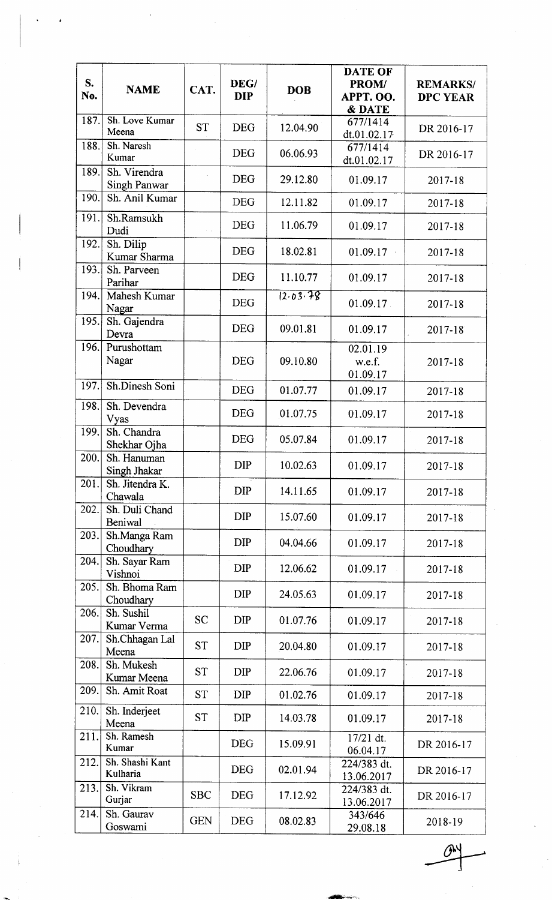| S. No. | NAME | CAT. | DEG/ DIP | DOB | DATE OF PROM/ APPT. OO. & DATE | REMARKS/ DPC YEAR |
|---|---|---|---|---|---|---|
| 187. | Sh. Love Kumar Meena | ST | DEG | 12.04.90 | 677/1414 dt.01.02.17 | DR 2016-17 |
| 188. | Sh. Naresh Kumar | | DEG | 06.06.93 | 677/1414 dt.01.02.17 | DR 2016-17 |
| 189. | Sh. Virendra Singh Panwar | | DEG | 29.12.80 | 01.09.17 | 2017-18 |
| 190. | Sh. Anil Kumar | | DEG | 12.11.82 | 01.09.17 | 2017-18 |
| 191. | Sh.Ramsukh Dudi | | DEG | 11.06.79 | 01.09.17 | 2017-18 |
| 192. | Sh. Dilip Kumar Sharma | | DEG | 18.02.81 | 01.09.17 | 2017-18 |
| 193. | Sh. Parveen Parihar | | DEG | 11.10.77 | 01.09.17 | 2017-18 |
| 194. | Mahesh Kumar Nagar | | DEG | 12.03.78 | 01.09.17 | 2017-18 |
| 195. | Sh. Gajendra Devra | | DEG | 09.01.81 | 01.09.17 | 2017-18 |
| 196. | Purushottam Nagar | | DEG | 09.10.80 | 02.01.19 w.e.f. 01.09.17 | 2017-18 |
| 197. | Sh.Dinesh Soni | | DEG | 01.07.77 | 01.09.17 | 2017-18 |
| 198. | Sh. Devendra Vyas | | DEG | 01.07.75 | 01.09.17 | 2017-18 |
| 199. | Sh. Chandra Shekhar Ojha | | DEG | 05.07.84 | 01.09.17 | 2017-18 |
| 200. | Sh. Hanuman Singh Jhakar | | DIP | 10.02.63 | 01.09.17 | 2017-18 |
| 201. | Sh. Jitendra K. Chawala | | DIP | 14.11.65 | 01.09.17 | 2017-18 |
| 202. | Sh. Duli Chand Beniwal | | DIP | 15.07.60 | 01.09.17 | 2017-18 |
| 203. | Sh.Manga Ram Choudhary | | DIP | 04.04.66 | 01.09.17 | 2017-18 |
| 204. | Sh. Sayar Ram Vishnoi | | DIP | 12.06.62 | 01.09.17 | 2017-18 |
| 205. | Sh. Bhoma Ram Choudhary | | DIP | 24.05.63 | 01.09.17 | 2017-18 |
| 206. | Sh. Sushil Kumar Verma | SC | DIP | 01.07.76 | 01.09.17 | 2017-18 |
| 207. | Sh.Chhagan Lal Meena | ST | DIP | 20.04.80 | 01.09.17 | 2017-18 |
| 208. | Sh. Mukesh Kumar Meena | ST | DIP | 22.06.76 | 01.09.17 | 2017-18 |
| 209. | Sh. Amit Roat | ST | DIP | 01.02.76 | 01.09.17 | 2017-18 |
| 210. | Sh. Inderjeet Meena | ST | DIP | 14.03.78 | 01.09.17 | 2017-18 |
| 211. | Sh. Ramesh Kumar | | DEG | 15.09.91 | 17/21 dt. 06.04.17 | DR 2016-17 |
| 212. | Sh. Shashi Kant Kulharia | | DEG | 02.01.94 | 224/383 dt. 13.06.2017 | DR 2016-17 |
| 213. | Sh. Vikram Gurjar | SBC | DEG | 17.12.92 | 224/383 dt. 13.06.2017 | DR 2016-17 |
| 214. | Sh. Gaurav Goswami | GEN | DEG | 08.02.83 | 343/646 29.08.18 | 2018-19 |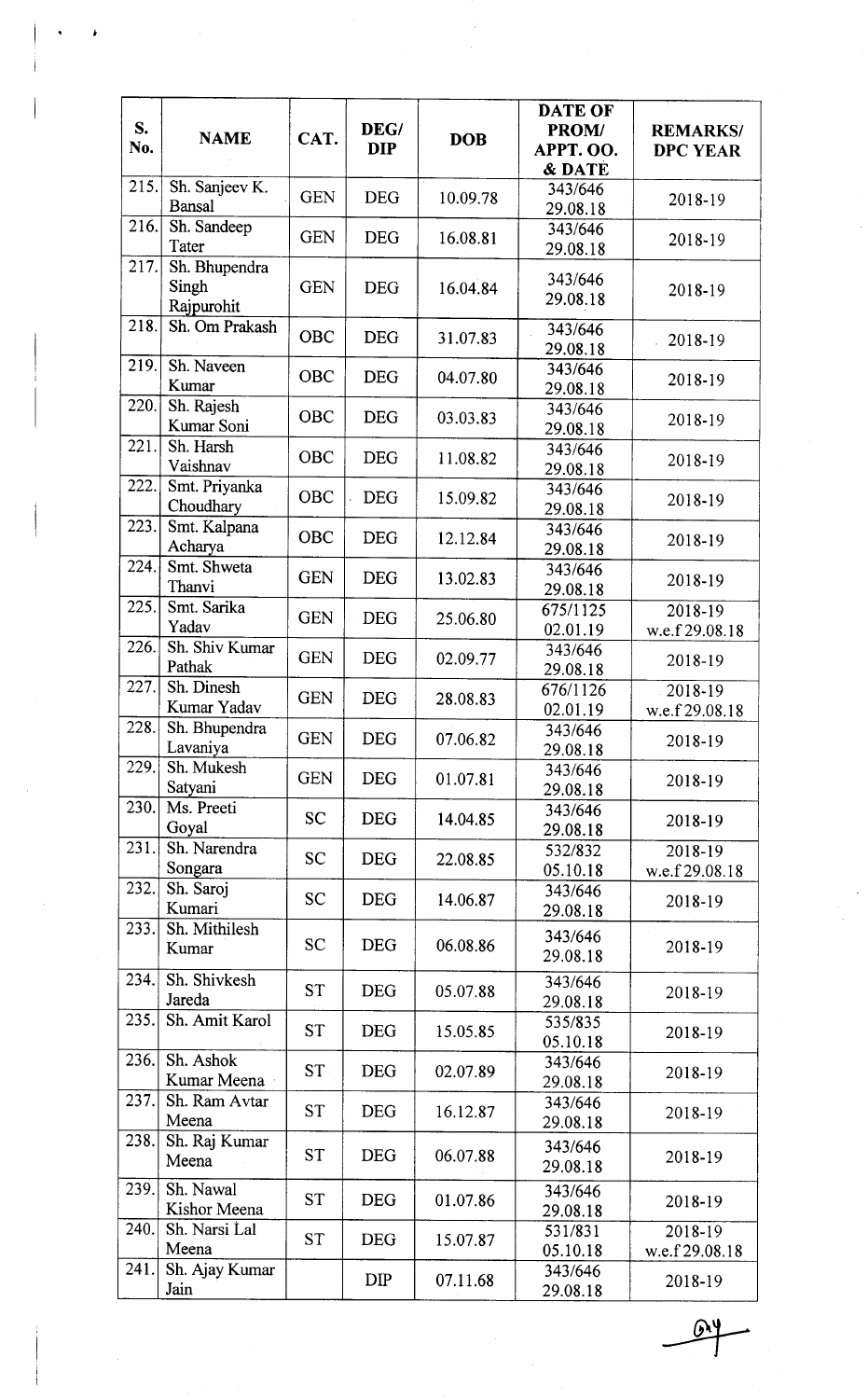| S. No. | NAME | CAT. | DEG/ DIP | DOB | DATE OF PROM/ APPT. OO. & DATE | REMARKS/ DPC YEAR |
|---|---|---|---|---|---|---|
| 215. | Sh. Sanjeev K. Bansal | GEN | DEG | 10.09.78 | 343/646 29.08.18 | 2018-19 |
| 216. | Sh. Sandeep Tater | GEN | DEG | 16.08.81 | 343/646 29.08.18 | 2018-19 |
| 217. | Sh. Bhupendra Singh Rajpurohit | GEN | DEG | 16.04.84 | 343/646 29.08.18 | 2018-19 |
| 218. | Sh. Om Prakash | OBC | DEG | 31.07.83 | 343/646 29.08.18 | 2018-19 |
| 219. | Sh. Naveen Kumar | OBC | DEG | 04.07.80 | 343/646 29.08.18 | 2018-19 |
| 220. | Sh. Rajesh Kumar Soni | OBC | DEG | 03.03.83 | 343/646 29.08.18 | 2018-19 |
| 221. | Sh. Harsh Vaishnav | OBC | DEG | 11.08.82 | 343/646 29.08.18 | 2018-19 |
| 222. | Smt. Priyanka Choudhary | OBC | DEG | 15.09.82 | 343/646 29.08.18 | 2018-19 |
| 223. | Smt. Kalpana Acharya | OBC | DEG | 12.12.84 | 343/646 29.08.18 | 2018-19 |
| 224. | Smt. Shweta Thanvi | GEN | DEG | 13.02.83 | 343/646 29.08.18 | 2018-19 |
| 225. | Smt. Sarika Yadav | GEN | DEG | 25.06.80 | 675/1125 02.01.19 | 2018-19 w.e.f 29.08.18 |
| 226. | Sh. Shiv Kumar Pathak | GEN | DEG | 02.09.77 | 343/646 29.08.18 | 2018-19 |
| 227. | Sh. Dinesh Kumar Yadav | GEN | DEG | 28.08.83 | 676/1126 02.01.19 | 2018-19 w.e.f 29.08.18 |
| 228. | Sh. Bhupendra Lavaniya | GEN | DEG | 07.06.82 | 343/646 29.08.18 | 2018-19 |
| 229. | Sh. Mukesh Satyani | GEN | DEG | 01.07.81 | 343/646 29.08.18 | 2018-19 |
| 230. | Ms. Preeti Goyal | SC | DEG | 14.04.85 | 343/646 29.08.18 | 2018-19 |
| 231. | Sh. Narendra Songara | SC | DEG | 22.08.85 | 532/832 05.10.18 | 2018-19 w.e.f 29.08.18 |
| 232. | Sh. Saroj Kumari | SC | DEG | 14.06.87 | 343/646 29.08.18 | 2018-19 |
| 233. | Sh. Mithilesh Kumar | SC | DEG | 06.08.86 | 343/646 29.08.18 | 2018-19 |
| 234. | Sh. Shivkesh Jareda | ST | DEG | 05.07.88 | 343/646 29.08.18 | 2018-19 |
| 235. | Sh. Amit Karol | ST | DEG | 15.05.85 | 535/835 05.10.18 | 2018-19 |
| 236. | Sh. Ashok Kumar Meena | ST | DEG | 02.07.89 | 343/646 29.08.18 | 2018-19 |
| 237. | Sh. Ram Avtar Meena | ST | DEG | 16.12.87 | 343/646 29.08.18 | 2018-19 |
| 238. | Sh. Raj Kumar Meena | ST | DEG | 06.07.88 | 343/646 29.08.18 | 2018-19 |
| 239. | Sh. Nawal Kishor Meena | ST | DEG | 01.07.86 | 343/646 29.08.18 | 2018-19 |
| 240. | Sh. Narsi Lal Meena | ST | DEG | 15.07.87 | 531/831 05.10.18 | 2018-19 w.e.f 29.08.18 |
| 241. | Sh. Ajay Kumar Jain | | DIP | 07.11.68 | 343/646 29.08.18 | 2018-19 |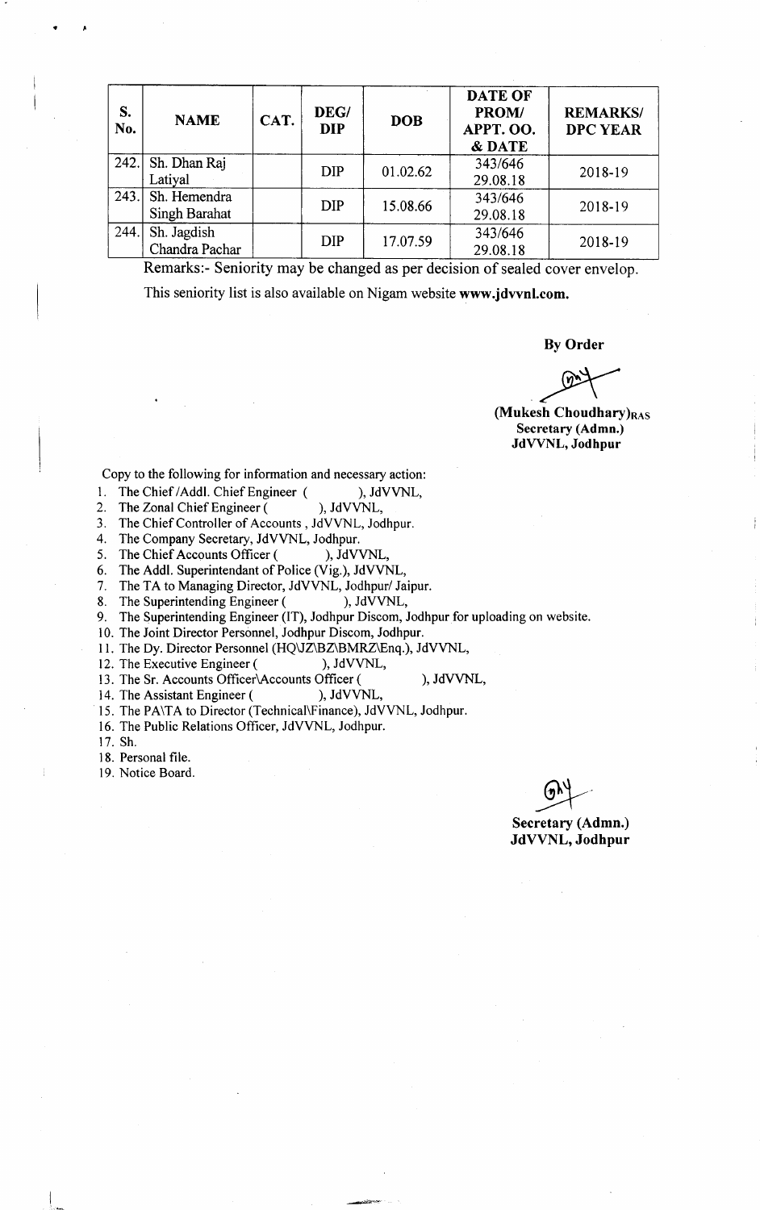| S. No. | NAME | CAT. | DEG/ DIP | DOB | DATE OF PROM/ APPT. OO. & DATE | REMARKS/ DPC YEAR |
|---|---|---|---|---|---|---|
| 242. | Sh. Dhan Raj Latiyal | | DIP | 01.02.62 | 343/646 29.08.18 | 2018-19 |
| 243. | Sh. Hemendra Singh Barahat | | DIP | 15.08.66 | 343/646 29.08.18 | 2018-19 |
| 244. | Sh. Jagdish Chandra Pachar | | DIP | 17.07.59 | 343/646 29.08.18 | 2018-19 |

Remarks:- Seniority may be changed as per decision of sealed cover envelop.

This seniority list is also available on Nigam website **www.jdvvnl.com.**

**By Order**

**(Mukesh Choudhary)RAS**
**Secretary (Admn.)**
**JdVVNL, Jodhpur**

Copy to the following for information and necessary action:

1. The Chief /Addl. Chief Engineer ( ), JdVVNL,
2. The Zonal Chief Engineer ( ), JdVVNL,
3. The Chief Controller of Accounts , JdVVNL, Jodhpur.
4. The Company Secretary, JdVVNL, Jodhpur.
5. The Chief Accounts Officer ( ), JdVVNL,
6. The Addl. Superintendant of Police (Vig.), JdVVNL,
7. The TA to Managing Director, JdVVNL, Jodhpur/ Jaipur.
8. The Superintending Engineer ( ), JdVVNL,
9. The Superintending Engineer (IT), Jodhpur Discom, Jodhpur for uploading on website.
10. The Joint Director Personnel, Jodhpur Discom, Jodhpur.
11. The Dy. Director Personnel (HQ\JZ\BZ\BMRZ\Enq.), JdVVNL,
12. The Executive Engineer ( ), JdVVNL,
13. The Sr. Accounts Officer\Accounts Officer ( ), JdVVNL,
14. The Assistant Engineer ( ), JdVVNL,
15. The PA\TA to Director (Technical\Finance), JdVVNL, Jodhpur.
16. The Public Relations Officer, JdVVNL, Jodhpur.
17. Sh.
18. Personal file.
19. Notice Board.

**Secretary (Admn.)**
**JdVVNL, Jodhpur**